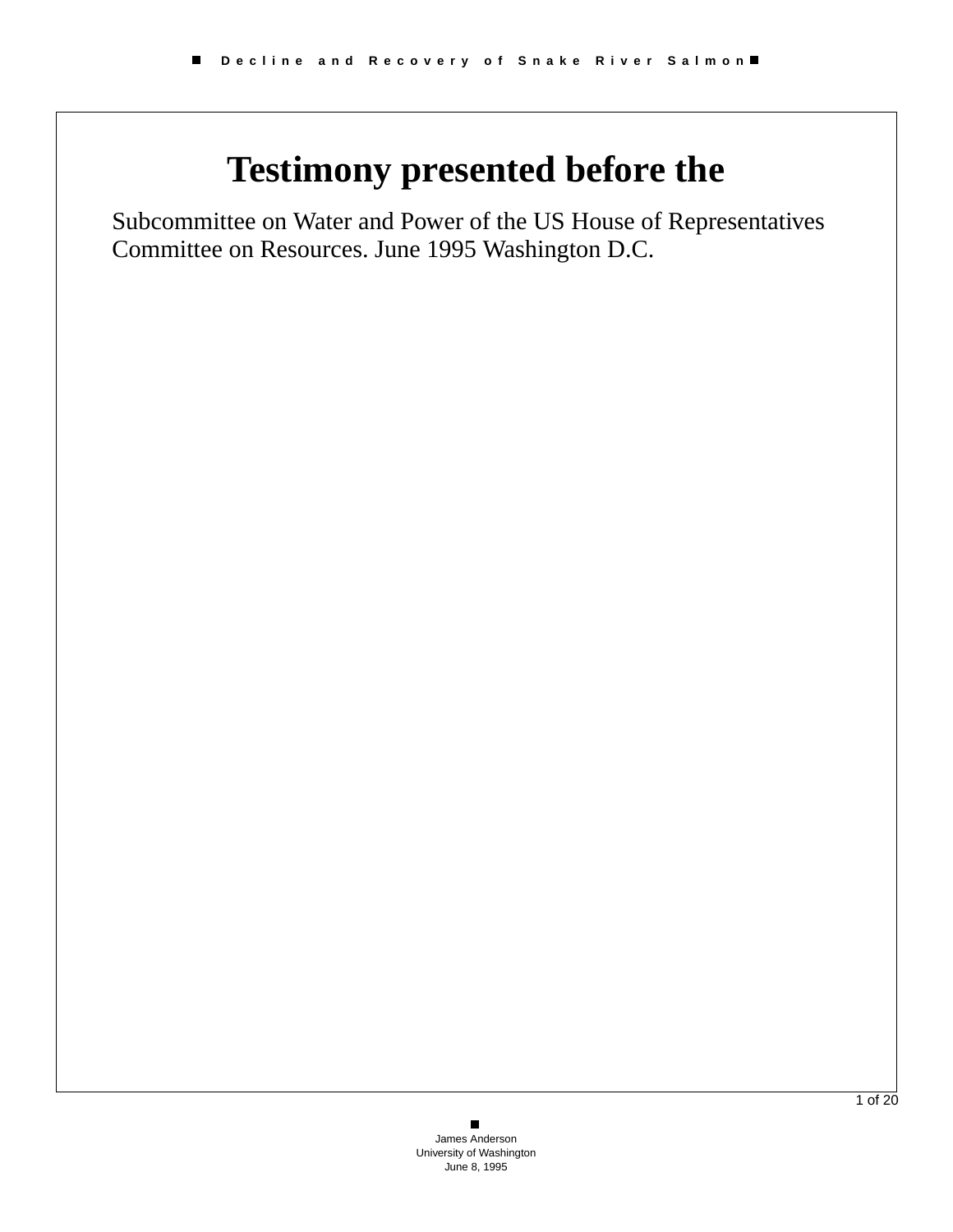# Testimony presented before the

Subcommittee on Water and Power of the US House of Representatives Committee on Resources. June 1995 Washington D.C.

James Anderson
University of Washington
June 8, 1995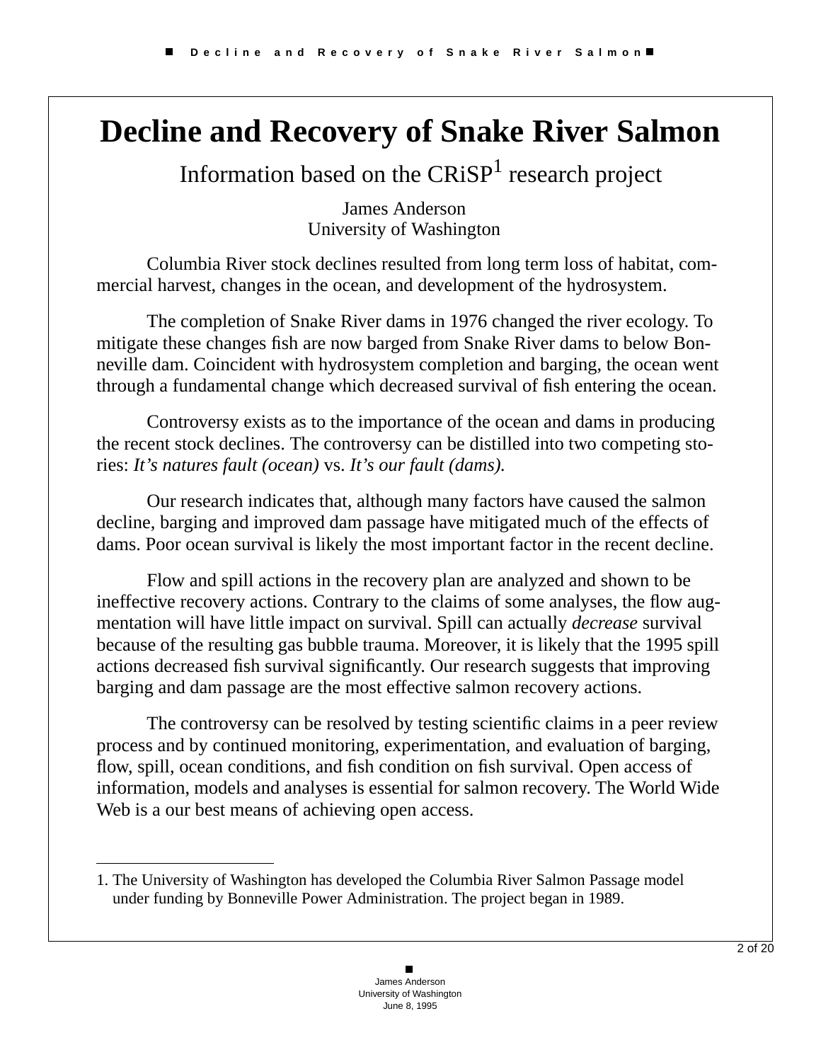# Decline and Recovery of Snake River Salmon

Information based on the CRiSP[1] research project

James Anderson
University of Washington

Columbia River stock declines resulted from long term loss of habitat, commercial harvest, changes in the ocean, and development of the hydrosystem.

The completion of Snake River dams in 1976 changed the river ecology. To mitigate these changes fish are now barged from Snake River dams to below Bonneville dam. Coincident with hydrosystem completion and barging, the ocean went through a fundamental change which decreased survival of fish entering the ocean.

Controversy exists as to the importance of the ocean and dams in producing the recent stock declines. The controversy can be distilled into two competing stories: *It's natures fault (ocean)* vs. *It's our fault (dams).*

Our research indicates that, although many factors have caused the salmon decline, barging and improved dam passage have mitigated much of the effects of dams. Poor ocean survival is likely the most important factor in the recent decline.

Flow and spill actions in the recovery plan are analyzed and shown to be ineffective recovery actions. Contrary to the claims of some analyses, the flow augmentation will have little impact on survival. Spill can actually *decrease* survival because of the resulting gas bubble trauma. Moreover, it is likely that the 1995 spill actions decreased fish survival significantly. Our research suggests that improving barging and dam passage are the most effective salmon recovery actions.

The controversy can be resolved by testing scientific claims in a peer review process and by continued monitoring, experimentation, and evaluation of barging, flow, spill, ocean conditions, and fish condition on fish survival. Open access of information, models and analyses is essential for salmon recovery. The World Wide Web is a our best means of achieving open access.

---

1. The University of Washington has developed the Columbia River Salmon Passage model under funding by Bonneville Power Administration. The project began in 1989.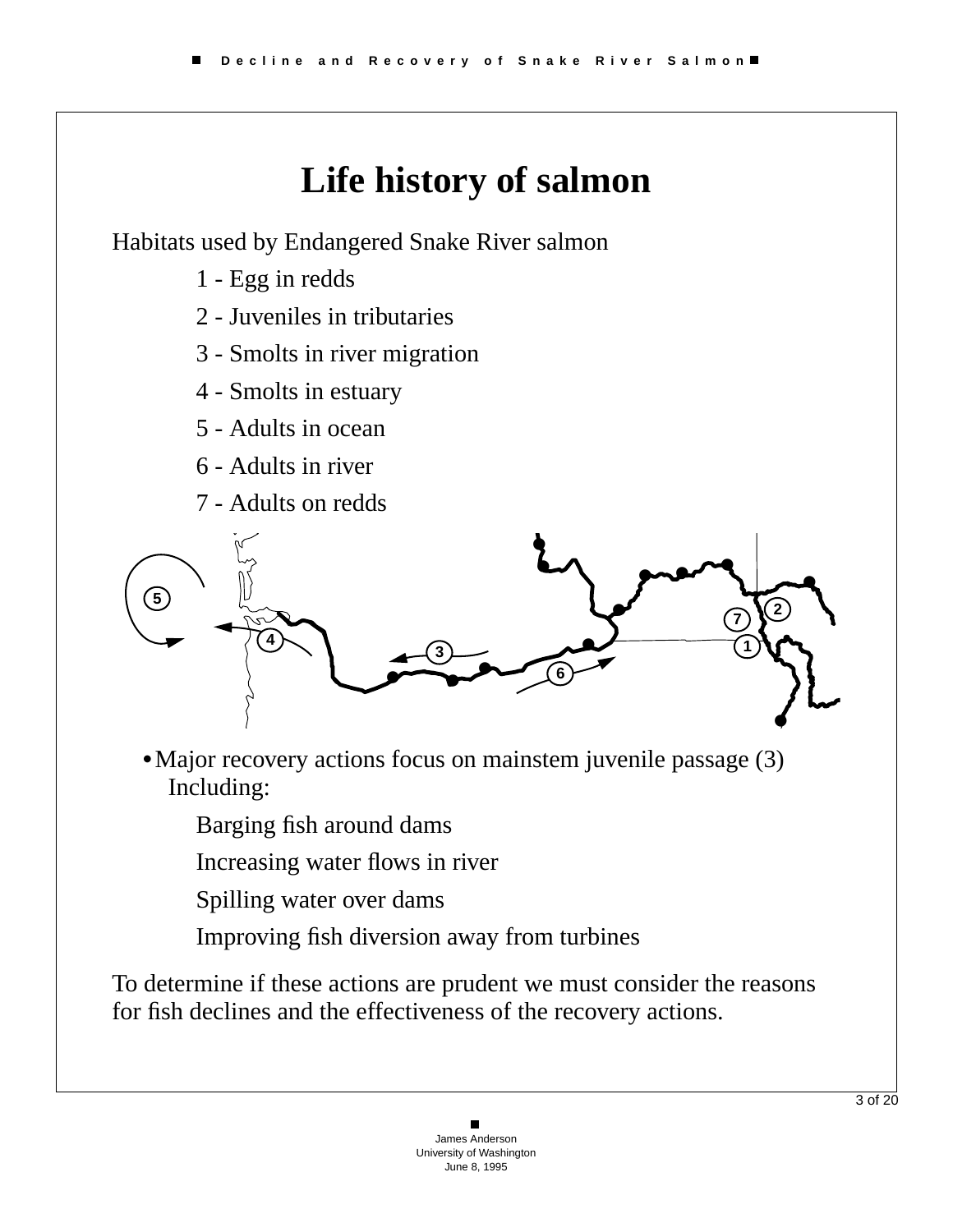# Life history of salmon

Habitats used by Endangered Snake River salmon

1 - Egg in redds

2 - Juveniles in tributaries

3 - Smolts in river migration

4 - Smolts in estuary

5 - Adults in ocean

6 - Adults in river

7 - Adults on redds

- Major recovery actions focus on mainstem juvenile passage (3) Including:

  Barging fish around dams

  Increasing water flows in river

  Spilling water over dams

  Improving fish diversion away from turbines

To determine if these actions are prudent we must consider the reasons for fish declines and the effectiveness of the recovery actions.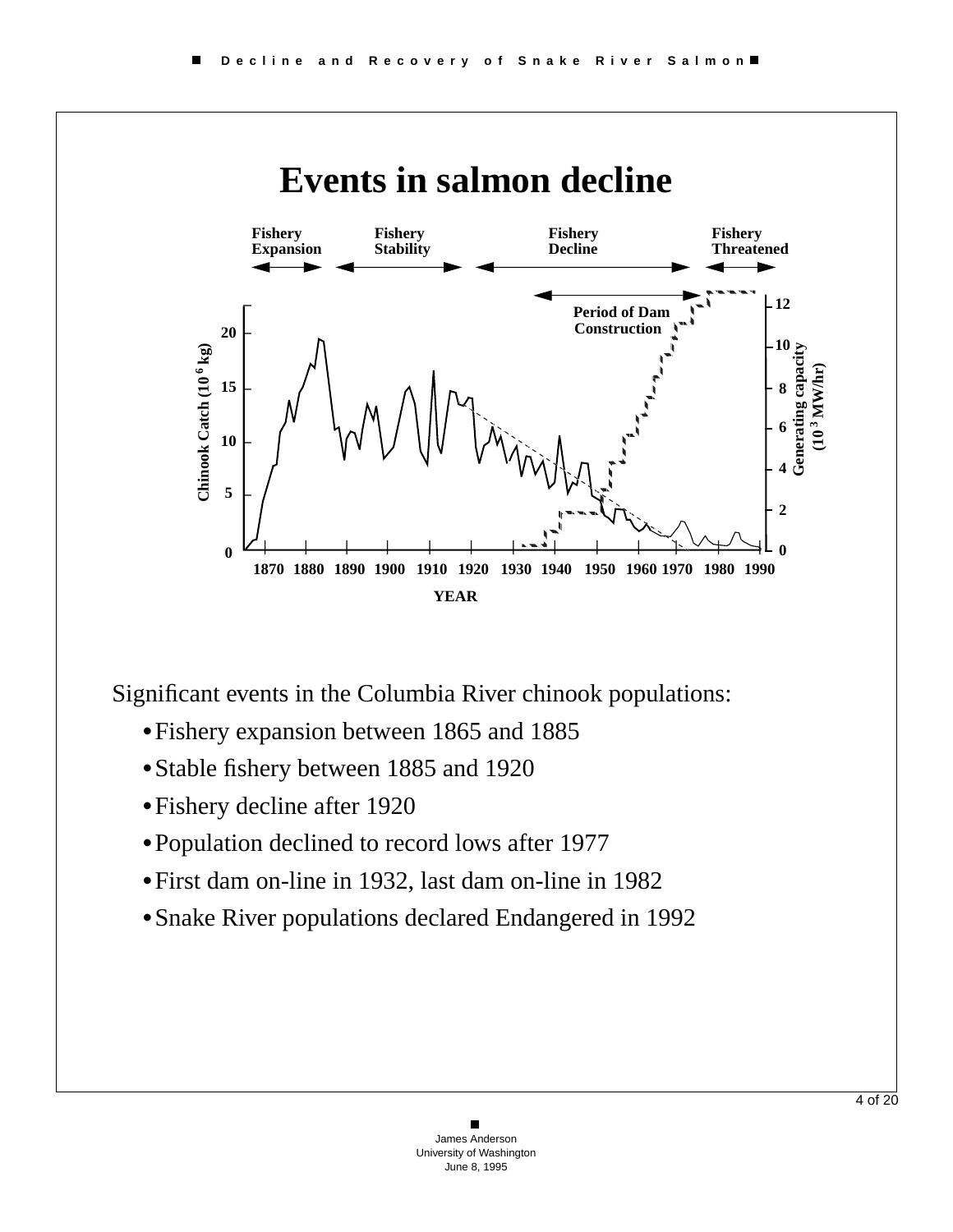# Events in salmon decline

Significant events in the Columbia River chinook populations:

- Fishery expansion between 1865 and 1885
- Stable fishery between 1885 and 1920
- Fishery decline after 1920
- Population declined to record lows after 1977
- First dam on-line in 1932, last dam on-line in 1982
- Snake River populations declared Endangered in 1992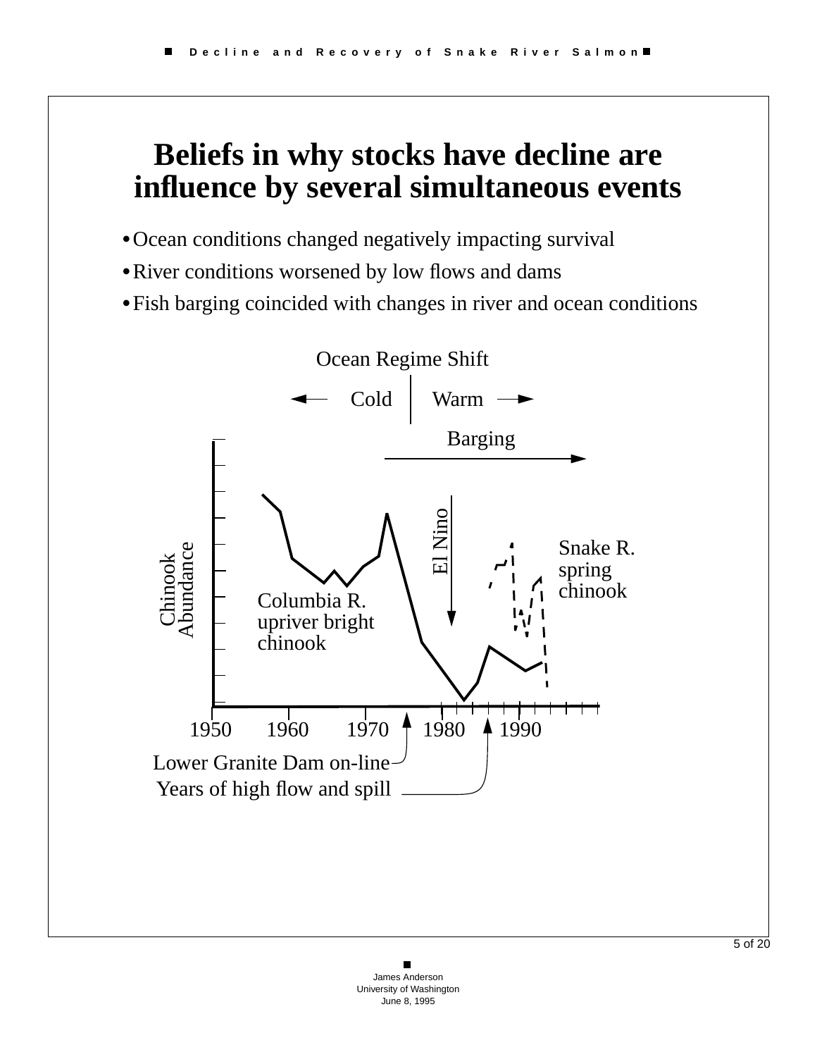# Beliefs in why stocks have decline are influence by several simultaneous events

- Ocean conditions changed negatively impacting survival
- River conditions worsened by low flows and dams
- Fish barging coincided with changes in river and ocean conditions

Ocean Regime Shift

← Cold | Warm →

Barging

El Nino

Snake R. spring chinook

Chinook Abundance

Columbia R. upriver bright chinook

1950 1960 1970 1980 1990

Lower Granite Dam on-line

Years of high flow and spill

James Anderson
University of Washington
June 8, 1995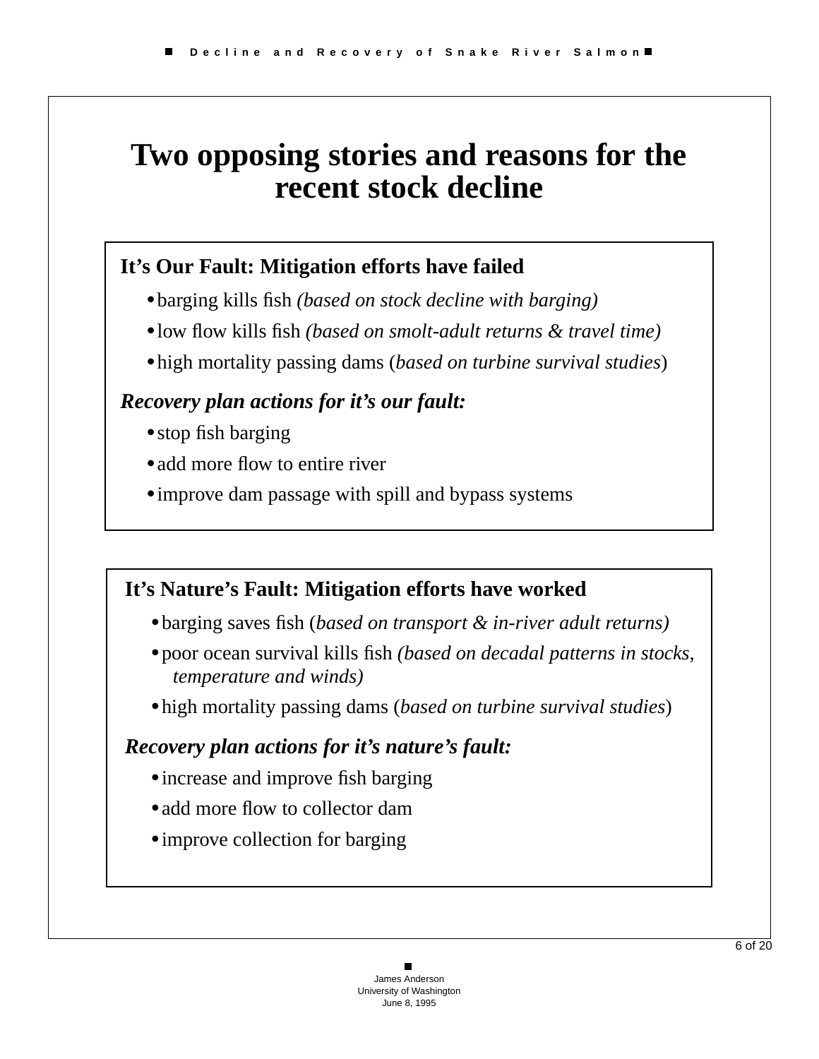# Two opposing stories and reasons for the recent stock decline

### It's Our Fault: Mitigation efforts have failed

- barging kills fish *(based on stock decline with barging)*
- low flow kills fish *(based on smolt-adult returns & travel time)*
- high mortality passing dams (*based on turbine survival studies*)

***Recovery plan actions for it's our fault:***

- stop fish barging
- add more flow to entire river
- improve dam passage with spill and bypass systems

### It's Nature's Fault: Mitigation efforts have worked

- barging saves fish (*based on transport & in-river adult returns)*
- poor ocean survival kills fish *(based on decadal patterns in stocks, temperature and winds)*
- high mortality passing dams (*based on turbine survival studies*)

***Recovery plan actions for it's nature's fault:***

- increase and improve fish barging
- add more flow to collector dam
- improve collection for barging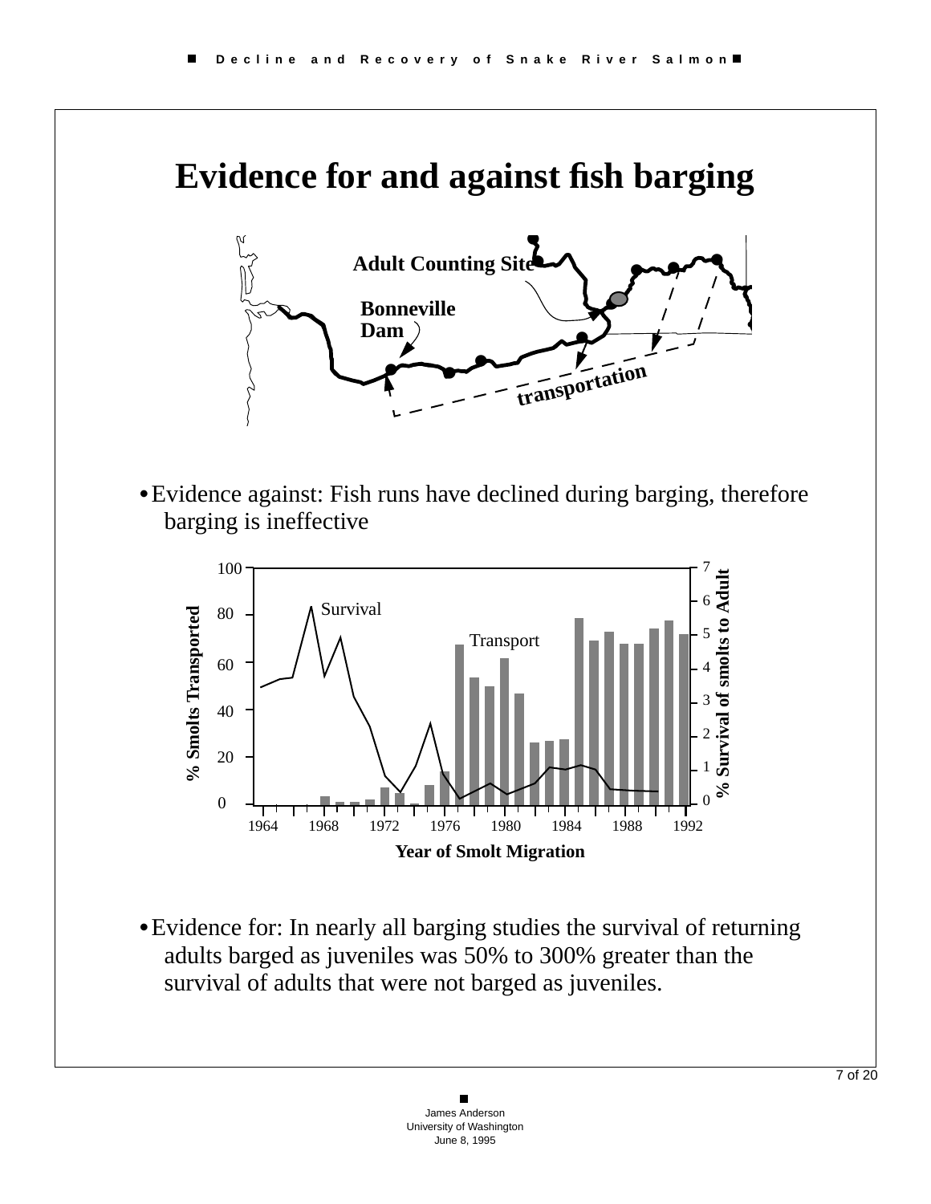# Evidence for and against fish barging

Adult Counting Site

Bonneville Dam

transportation

- Evidence against: Fish runs have declined during barging, therefore barging is ineffective

Survival

Transport

% Smolts Transported

% Survival of smolts to Adult

Year of Smolt Migration

- Evidence for: In nearly all barging studies the survival of returning adults barged as juveniles was 50% to 300% greater than the survival of adults that were not barged as juveniles.

James Anderson
University of Washington
June 8, 1995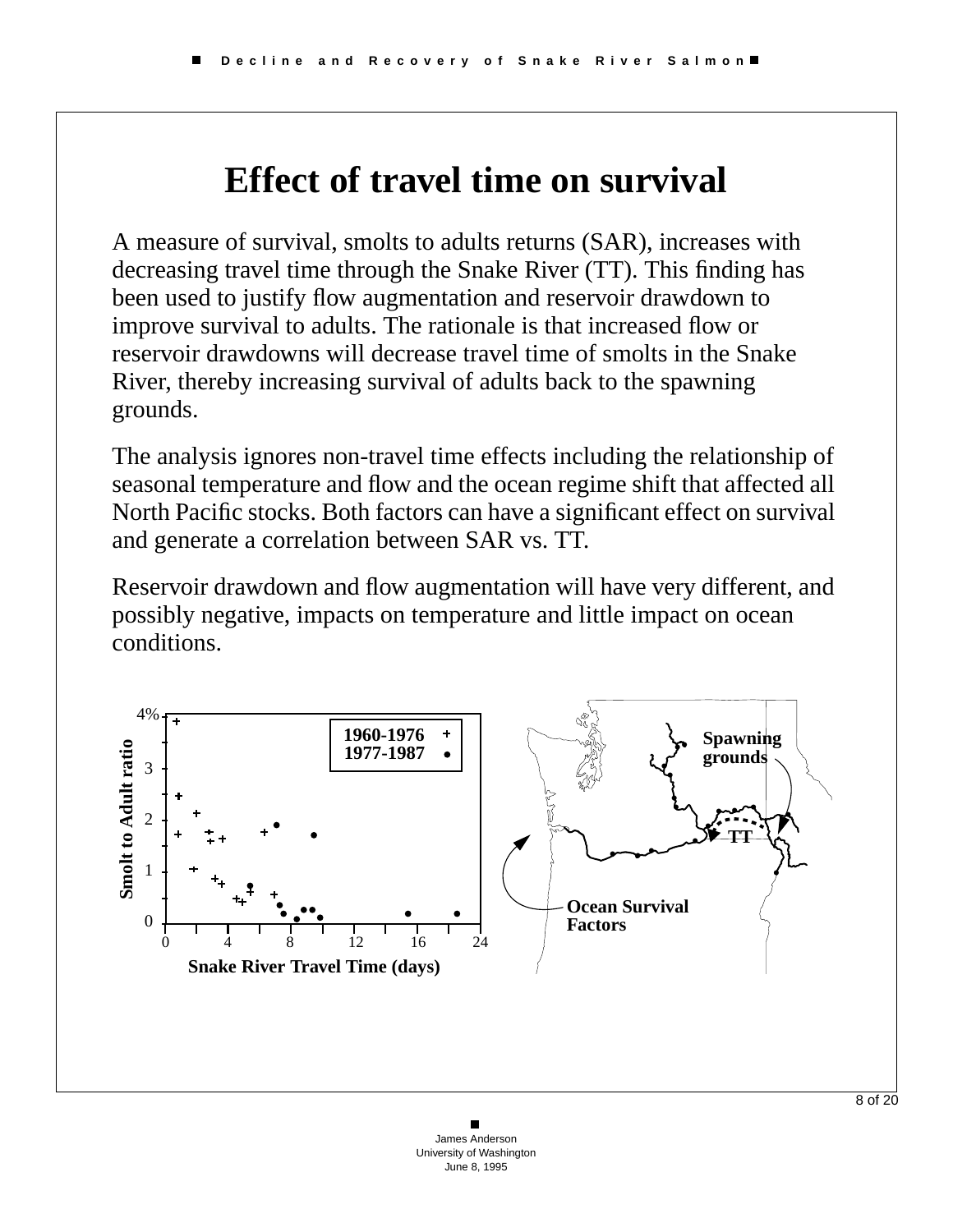# Effect of travel time on survival

A measure of survival, smolts to adults returns (SAR), increases with decreasing travel time through the Snake River (TT). This finding has been used to justify flow augmentation and reservoir drawdown to improve survival to adults. The rationale is that increased flow or reservoir drawdowns will decrease travel time of smolts in the Snake River, thereby increasing survival of adults back to the spawning grounds.

The analysis ignores non-travel time effects including the relationship of seasonal temperature and flow and the ocean regime shift that affected all North Pacific stocks. Both factors can have a significant effect on survival and generate a correlation between SAR vs. TT.

Reservoir drawdown and flow augmentation will have very different, and possibly negative, impacts on temperature and little impact on ocean conditions.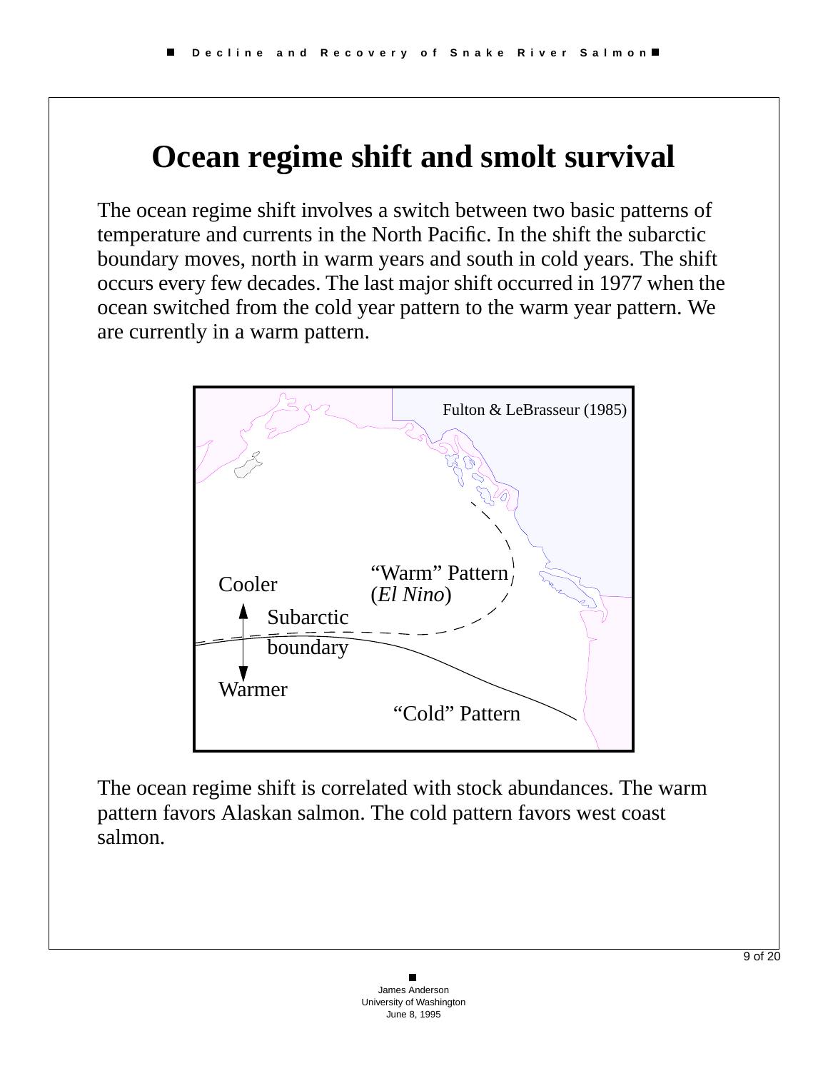# Ocean regime shift and smolt survival

The ocean regime shift involves a switch between two basic patterns of temperature and currents in the North Pacific. In the shift the subarctic boundary moves, north in warm years and south in cold years. The shift occurs every few decades. The last major shift occurred in 1977 when the ocean switched from the cold year pattern to the warm year pattern. We are currently in a warm pattern.

Fulton & LeBrasseur (1985)

"Warm" Pattern (*El Nino*)

Cooler

Subarctic boundary

Warmer

"Cold" Pattern

The ocean regime shift is correlated with stock abundances. The warm pattern favors Alaskan salmon. The cold pattern favors west coast salmon.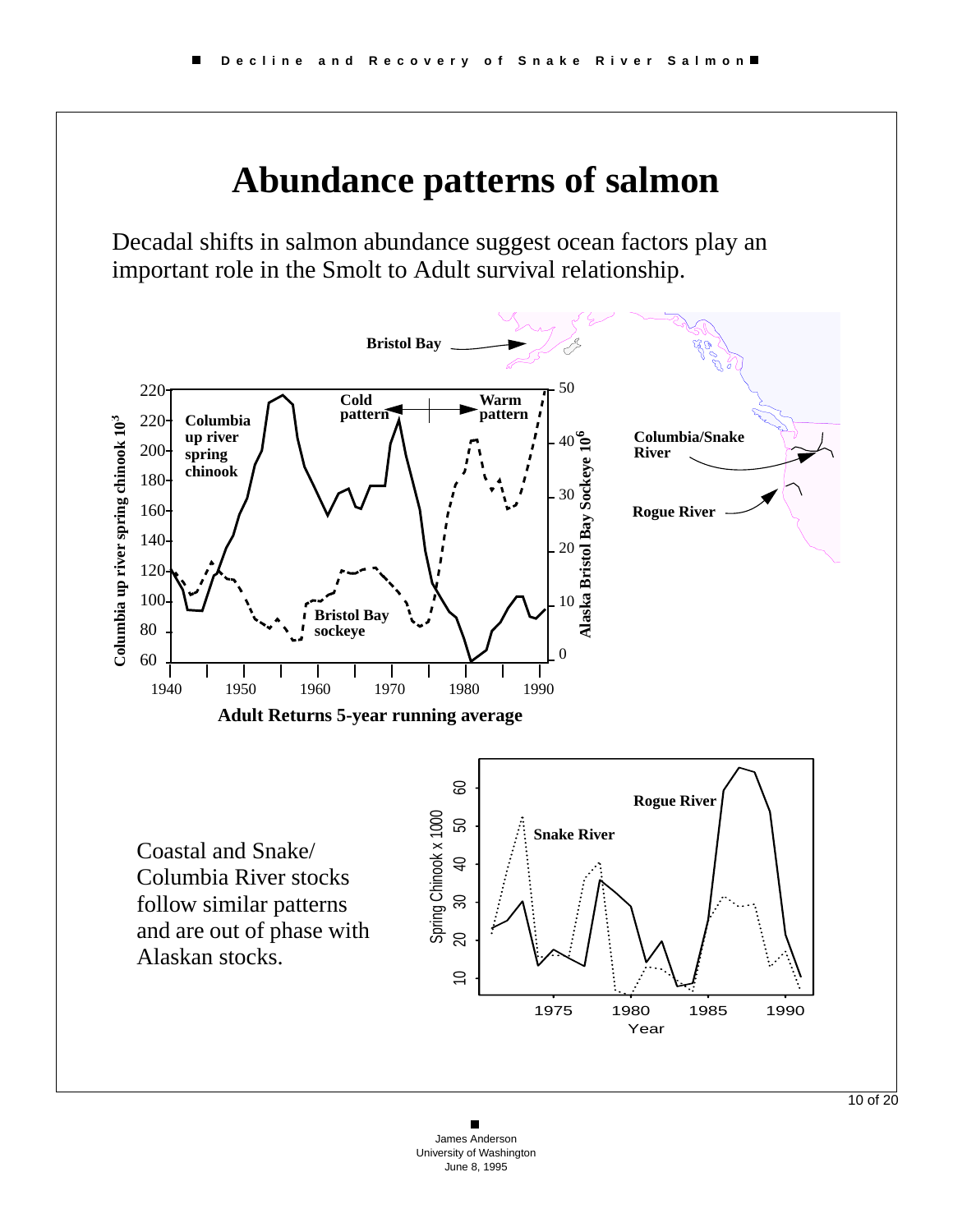# Abundance patterns of salmon

Decadal shifts in salmon abundance suggest ocean factors play an important role in the Smolt to Adult survival relationship.

Adult Returns 5-year running average

Coastal and Snake/ Columbia River stocks follow similar patterns and are out of phase with Alaskan stocks.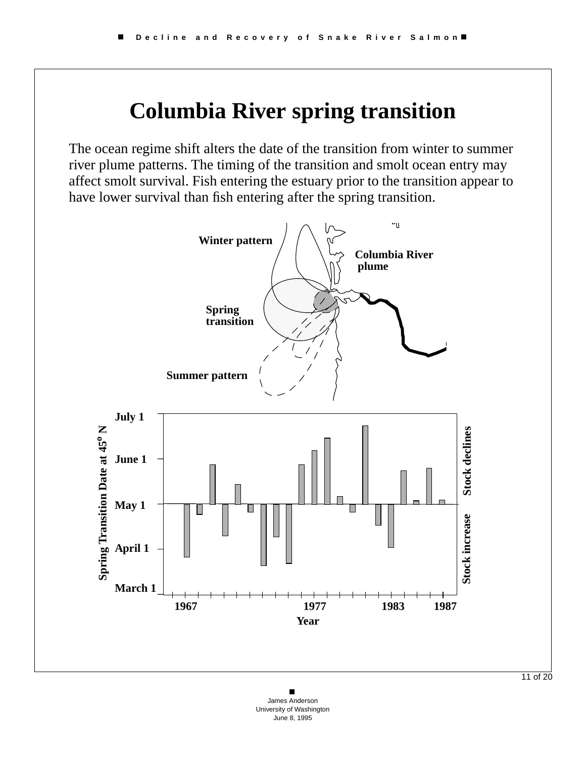# Columbia River spring transition

The ocean regime shift alters the date of the transition from winter to summer river plume patterns. The timing of the transition and smolt ocean entry may affect smolt survival. Fish entering the estuary prior to the transition appear to have lower survival than fish entering after the spring transition.

Winter pattern

Columbia River plume

Spring transition

Summer pattern

Spring Transition Date at 45° N

July 1

June 1

May 1

April 1

March 1

Stock declines

Stock increase

1967 1977 1983 1987

Year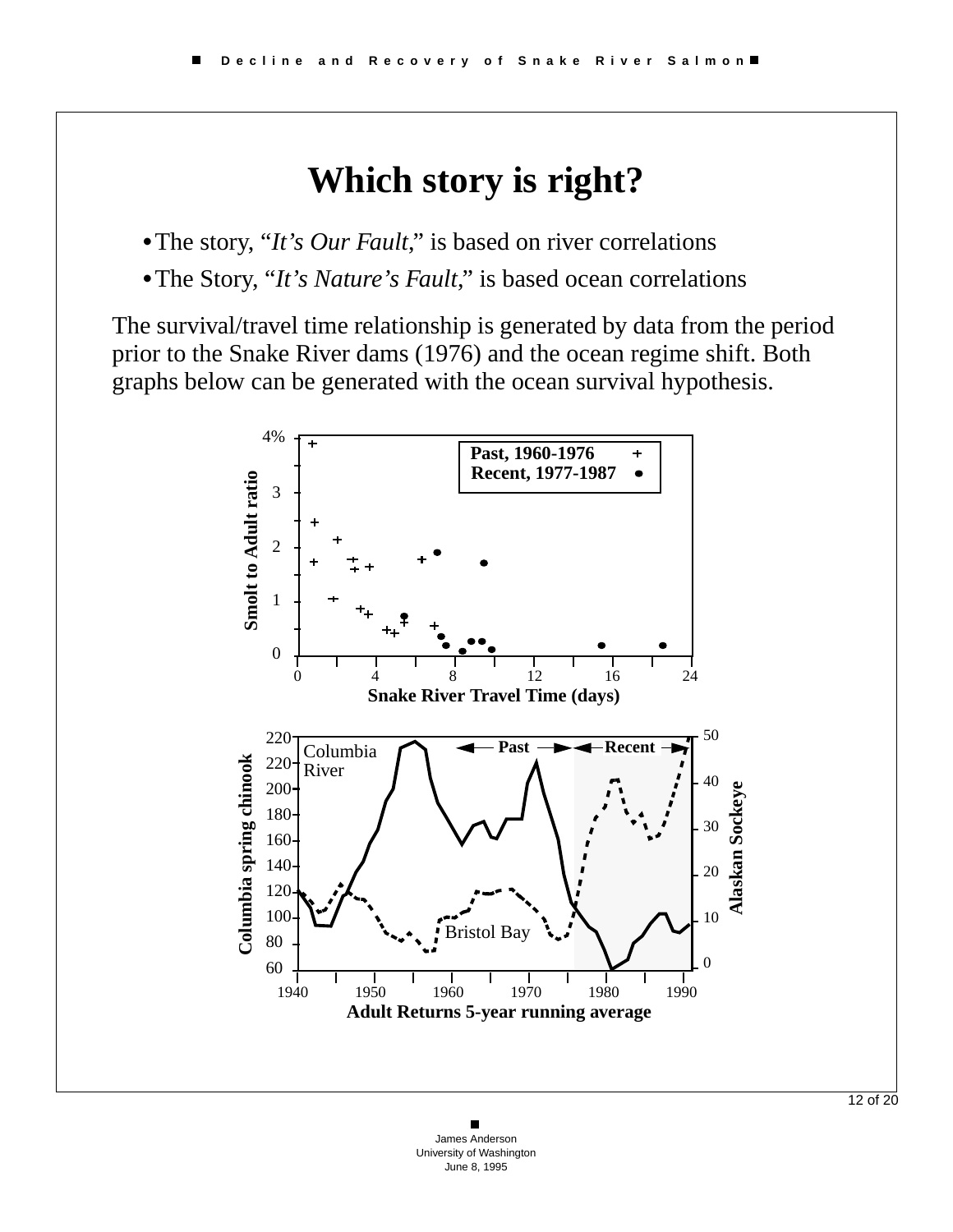# Which story is right?

- The story, "*It's Our Fault*," is based on river correlations
- The Story, "*It's Nature's Fault*," is based ocean correlations

The survival/travel time relationship is generated by data from the period prior to the Snake River dams (1976) and the ocean regime shift. Both graphs below can be generated with the ocean survival hypothesis.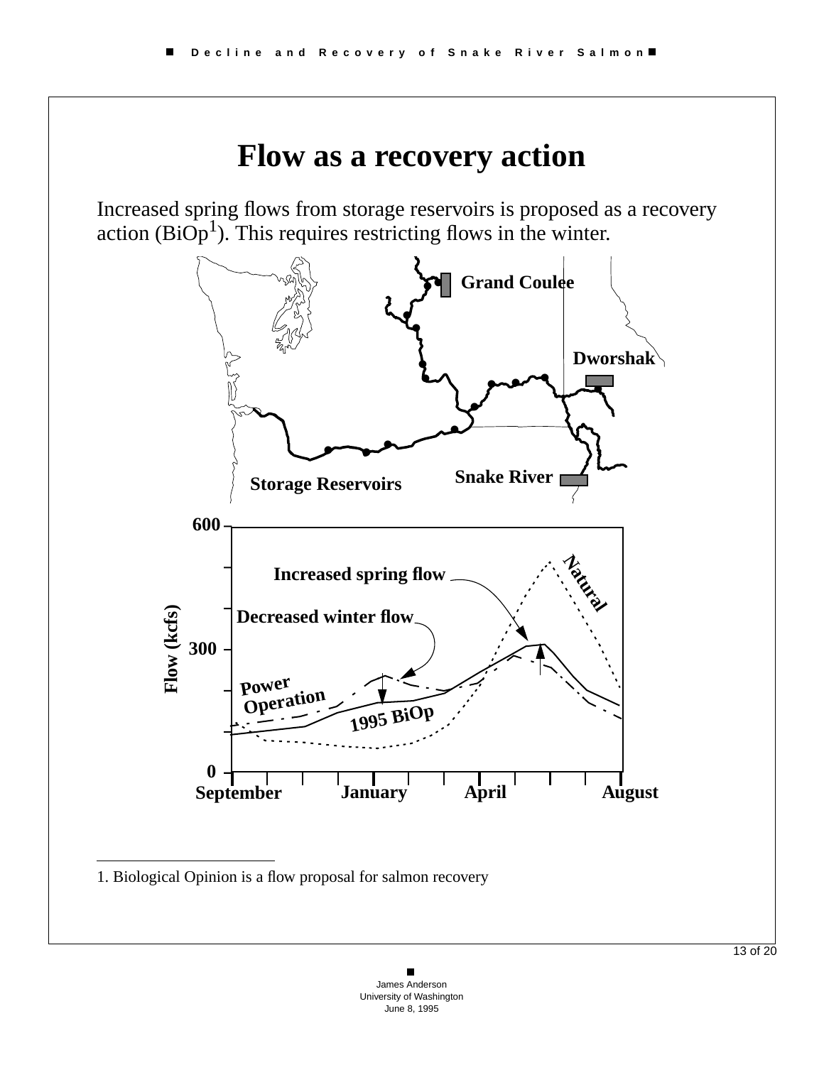# Flow as a recovery action

Increased spring flows from storage reservoirs is proposed as a recovery action (BiOp[1]). This requires restricting flows in the winter.

Grand Coulee

Dworshak

Snake River

Storage Reservoirs

Increased spring flow

Decreased winter flow

Natural

Power Operation

1995 BiOp

Flow (kcfs)

600

300

0

September January April August

---

1. Biological Opinion is a flow proposal for salmon recovery

James Anderson
University of Washington
June 8, 1995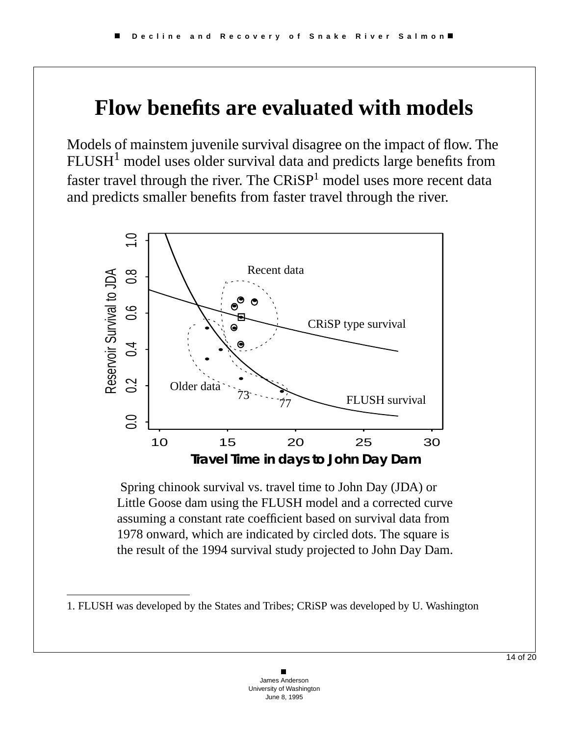# Flow benefits are evaluated with models

Models of mainstem juvenile survival disagree on the impact of flow. The FLUSH[1] model uses older survival data and predicts large benefits from faster travel through the river. The CRiSP[1] model uses more recent data and predicts smaller benefits from faster travel through the river.

Spring chinook survival vs. travel time to John Day (JDA) or Little Goose dam using the FLUSH model and a corrected curve assuming a constant rate coefficient based on survival data from 1978 onward, which are indicated by circled dots. The square is the result of the 1994 survival study projected to John Day Dam.

---

1. FLUSH was developed by the States and Tribes; CRiSP was developed by U. Washington

James Anderson
University of Washington
June 8, 1995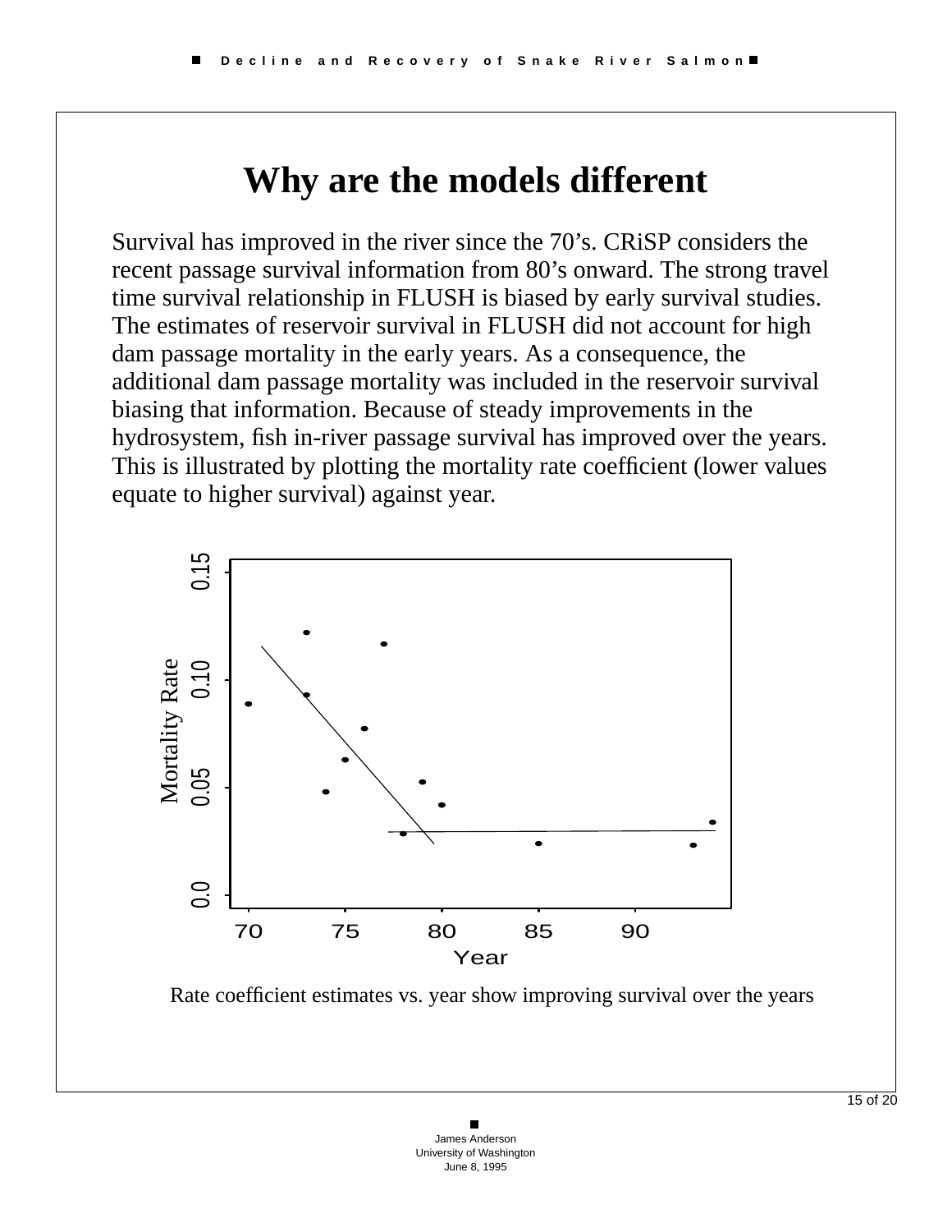# Why are the models different

Survival has improved in the river since the 70's. CRiSP considers the recent passage survival information from 80's onward. The strong travel time survival relationship in FLUSH is biased by early survival studies. The estimates of reservoir survival in FLUSH did not account for high dam passage mortality in the early years. As a consequence, the additional dam passage mortality was included in the reservoir survival biasing that information. Because of steady improvements in the hydrosystem, fish in-river passage survival has improved over the years. This is illustrated by plotting the mortality rate coefficient (lower values equate to higher survival) against year.

Rate coefficient estimates vs. year show improving survival over the years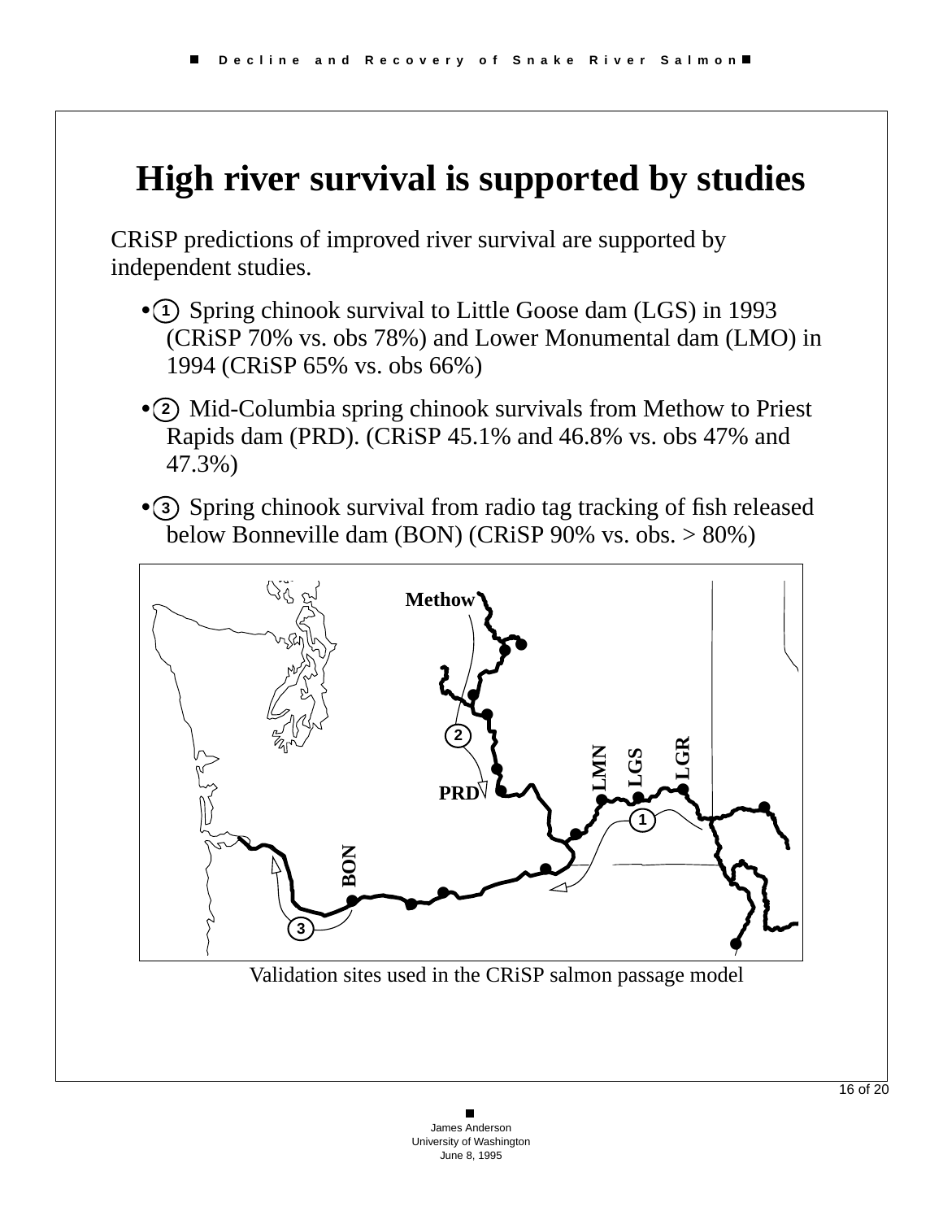# High river survival is supported by studies

CRiSP predictions of improved river survival are supported by independent studies.

- ① Spring chinook survival to Little Goose dam (LGS) in 1993 (CRiSP 70% vs. obs 78%) and Lower Monumental dam (LMO) in 1994 (CRiSP 65% vs. obs 66%)
- ② Mid-Columbia spring chinook survivals from Methow to Priest Rapids dam (PRD). (CRiSP 45.1% and 46.8% vs. obs 47% and 47.3%)
- ③ Spring chinook survival from radio tag tracking of fish released below Bonneville dam (BON) (CRiSP 90% vs. obs. > 80%)

Validation sites used in the CRiSP salmon passage model

James Anderson
University of Washington
June 8, 1995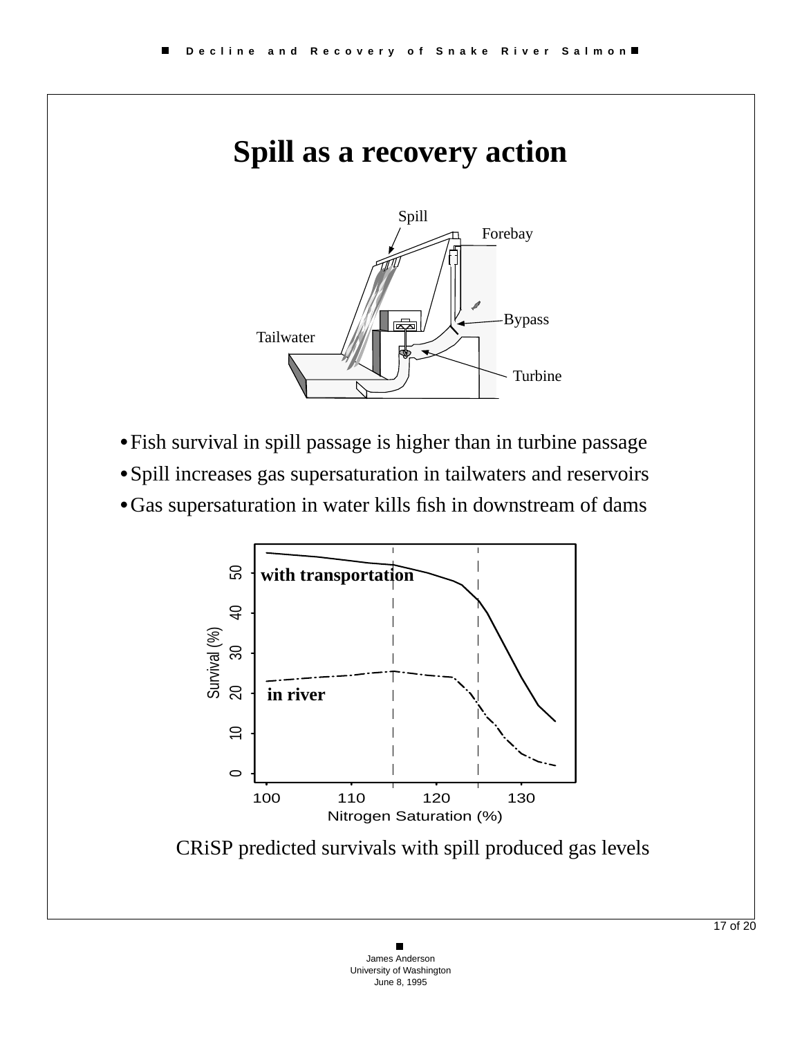# Spill as a recovery action

- Fish survival in spill passage is higher than in turbine passage
- Spill increases gas supersaturation in tailwaters and reservoirs
- Gas supersaturation in water kills fish in downstream of dams

CRiSP predicted survivals with spill produced gas levels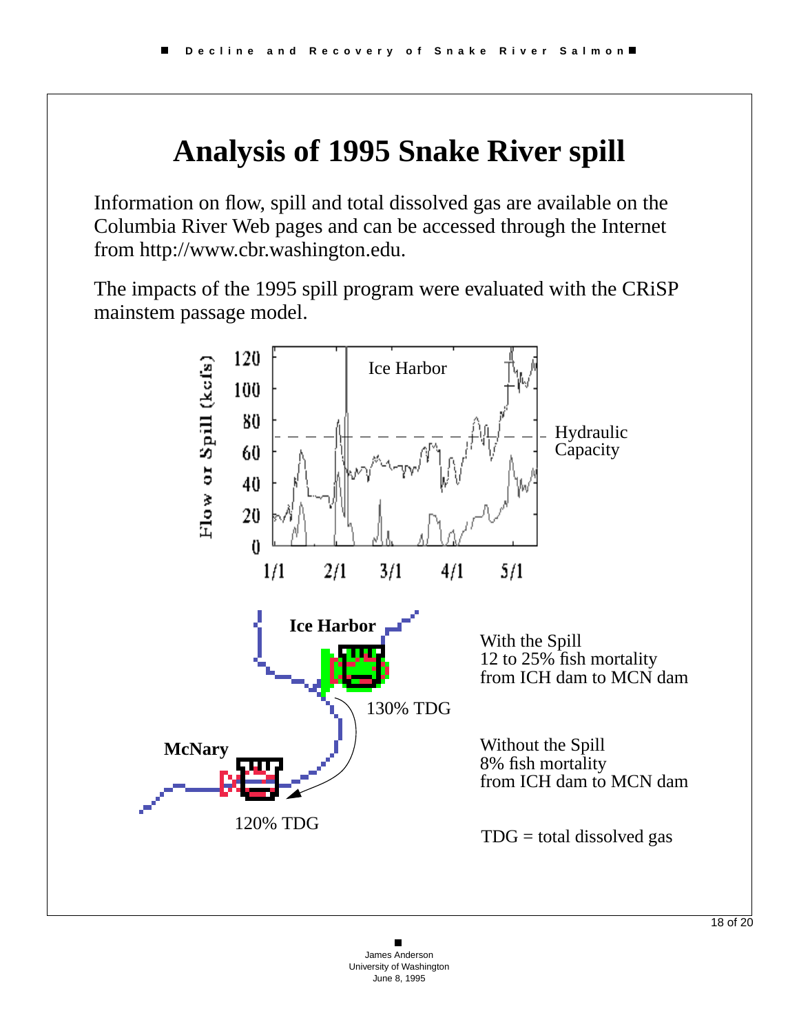# Analysis of 1995 Snake River spill

Information on flow, spill and total dissolved gas are available on the Columbia River Web pages and can be accessed through the Internet from http://www.cbr.washington.edu.

The impacts of the 1995 spill program were evaluated with the CRiSP mainstem passage model.

Ice Harbor

Hydraulic Capacity

Flow or Spill (kcfs)

1/1 2/1 3/1 4/1 5/1

Ice Harbor

130% TDG

McNary

120% TDG

With the Spill
12 to 25% fish mortality
from ICH dam to MCN dam

Without the Spill
8% fish mortality
from ICH dam to MCN dam

TDG = total dissolved gas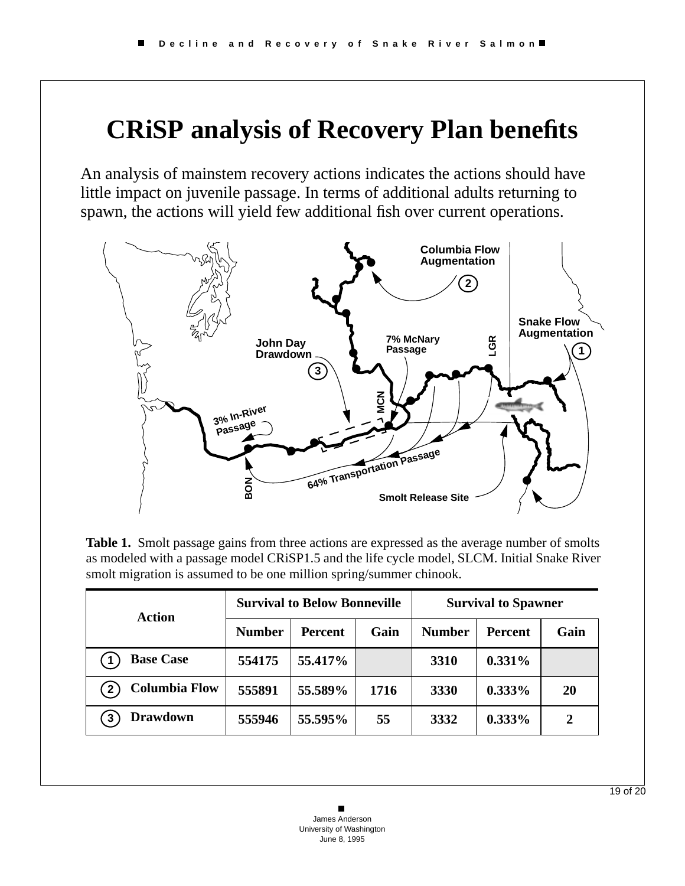# CRiSP analysis of Recovery Plan benefits

An analysis of mainstem recovery actions indicates the actions should have little impact on juvenile passage. In terms of additional adults returning to spawn, the actions will yield few additional fish over current operations.

**Table 1.** Smolt passage gains from three actions are expressed as the average number of smolts as modeled with a passage model CRiSP1.5 and the life cycle model, SLCM. Initial Snake River smolt migration is assumed to be one million spring/summer chinook.

| Action | Survival to Below Bonneville | | | Survival to Spawner | | |
|---|---|---|---|---|---|---|
| | Number | Percent | Gain | Number | Percent | Gain |
| 1 Base Case | 554175 | 55.417% | | 3310 | 0.331% | |
| 2 Columbia Flow | 555891 | 55.589% | 1716 | 3330 | 0.333% | 20 |
| 3 Drawdown | 555946 | 55.595% | 55 | 3332 | 0.333% | 2 |

James Anderson
University of Washington
June 8, 1995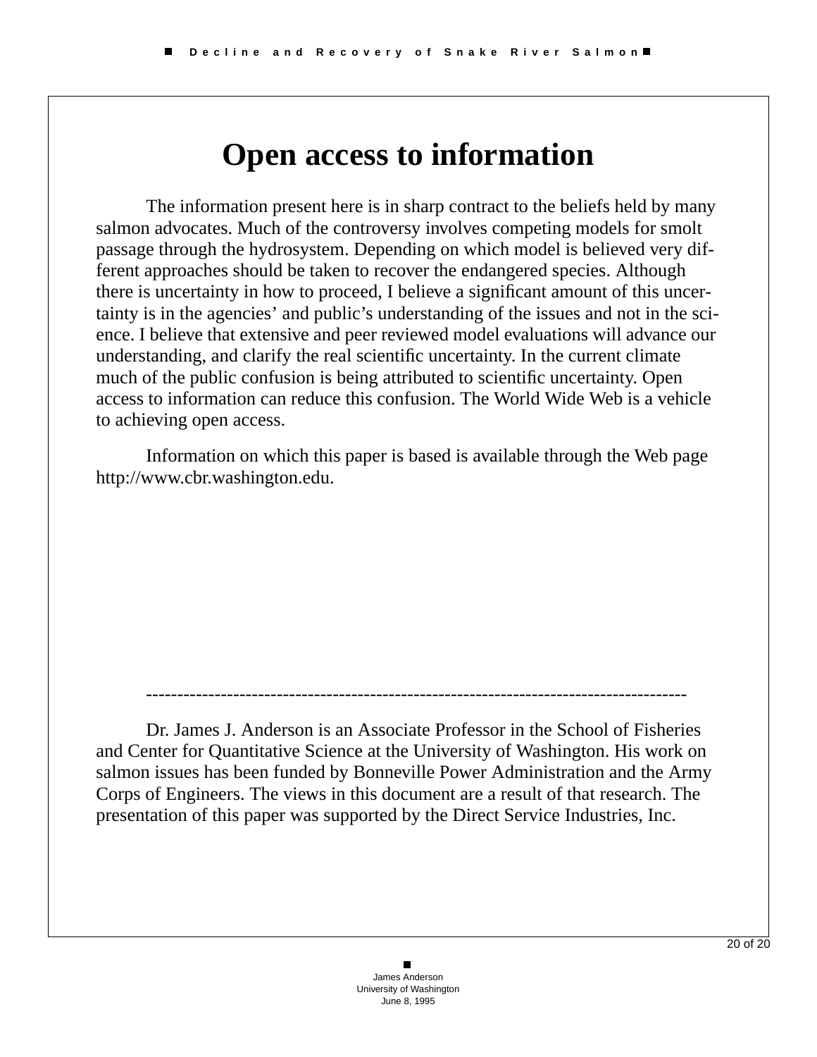# Open access to information

The information present here is in sharp contract to the beliefs held by many salmon advocates. Much of the controversy involves competing models for smolt passage through the hydrosystem. Depending on which model is believed very different approaches should be taken to recover the endangered species. Although there is uncertainty in how to proceed, I believe a significant amount of this uncertainty is in the agencies' and public's understanding of the issues and not in the science. I believe that extensive and peer reviewed model evaluations will advance our understanding, and clarify the real scientific uncertainty. In the current climate much of the public confusion is being attributed to scientific uncertainty. Open access to information can reduce this confusion. The World Wide Web is a vehicle to achieving open access.

Information on which this paper is based is available through the Web page http://www.cbr.washington.edu.

---------------------------------------------------------------------------------------

Dr. James J. Anderson is an Associate Professor in the School of Fisheries and Center for Quantitative Science at the University of Washington. His work on salmon issues has been funded by Bonneville Power Administration and the Army Corps of Engineers. The views in this document are a result of that research. The presentation of this paper was supported by the Direct Service Industries, Inc.